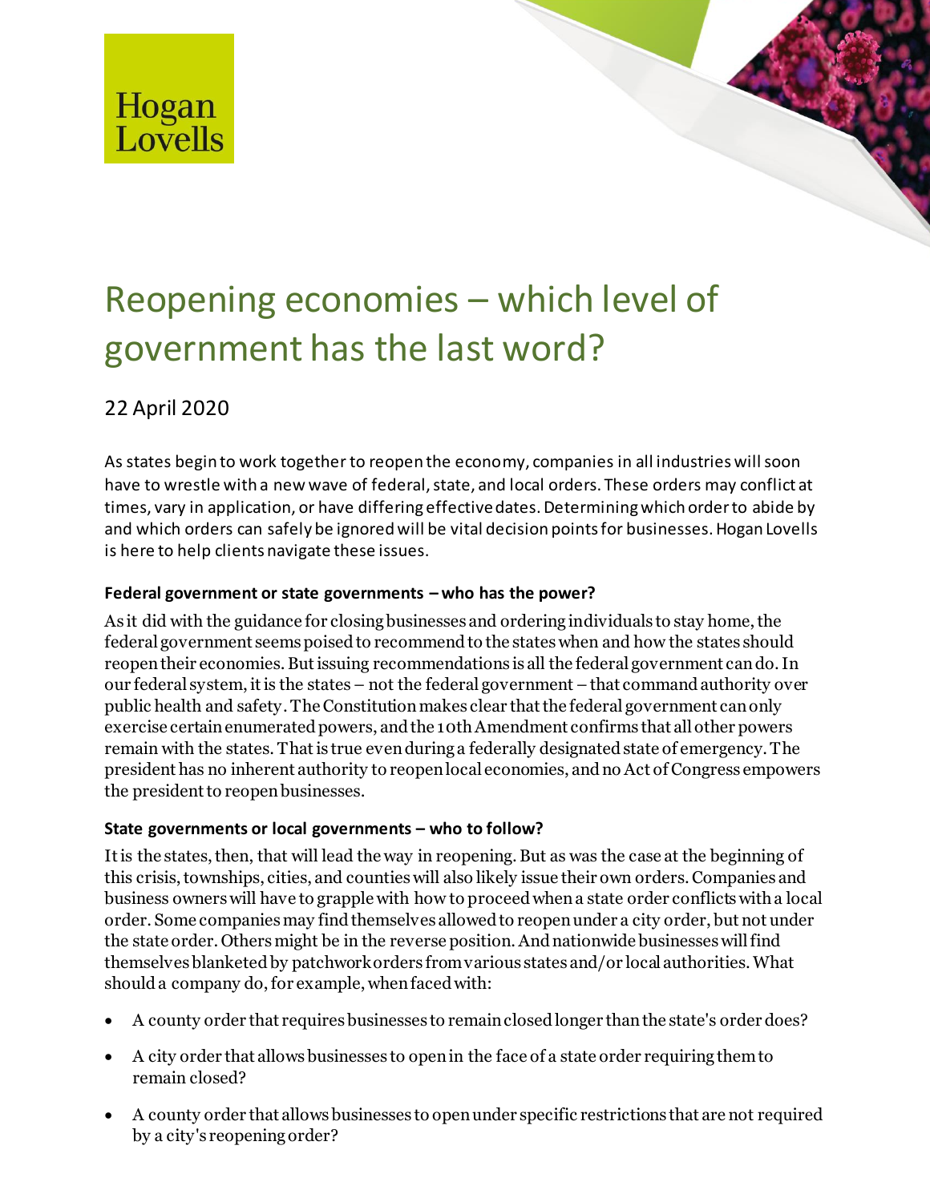Hogan Lovells

# Reopening economies – which level of government has the last word?

22 April 2020

As states begin to work together to reopen the economy, companies in all industries will soon have to wrestle with a new wave of federal, state, and local orders. These orders may conflict at times, vary in application, or have differing effective dates. Determining which order to abide by and which orders can safely be ignored will be vital decision points for businesses. Hogan Lovells is here to help clients navigate these issues.

**Federal government or state governments – who has the power?**

As it did with the guidance for closing businesses and ordering individuals to stay home, the federal government seems poised to recommend to the states when and how the states should reopen their economies. But issuing recommendations is all the federal government can do. In our federal system, it is the states – not the federal government – that command authority over public health and safety. The Constitution makes clear that the federal government can only exercise certain enumerated powers, and the 10th Amendment confirms that all other powers remain with the states. That is true even during a federally designated state of emergency. The president has no inherent authority to reopen local economies, and no Act of Congress empowers the president to reopen businesses.

**State governments or local governments – who to follow?**

It is the states, then, that will lead the way in reopening. But as was the case at the beginning of this crisis, townships, cities, and counties will also likely issue their own orders. Companies and business owners will have to grapple with how to proceed when a state order conflicts with a local order. Some companies may find themselves allowed to reopen under a city order, but not under the state order. Others might be in the reverse position. And nationwide businesses will find themselves blanketed by patchwork orders from various states and/or local authorities. What should a company do, for example, when faced with:

- A county order that requires businesses to remain closed longer than the state's order does?
- A city order that allows businesses to open in the face of a state order requiring them to remain closed?
- A county order that allows businesses to open under specific restrictions that are not required by a city's reopening order?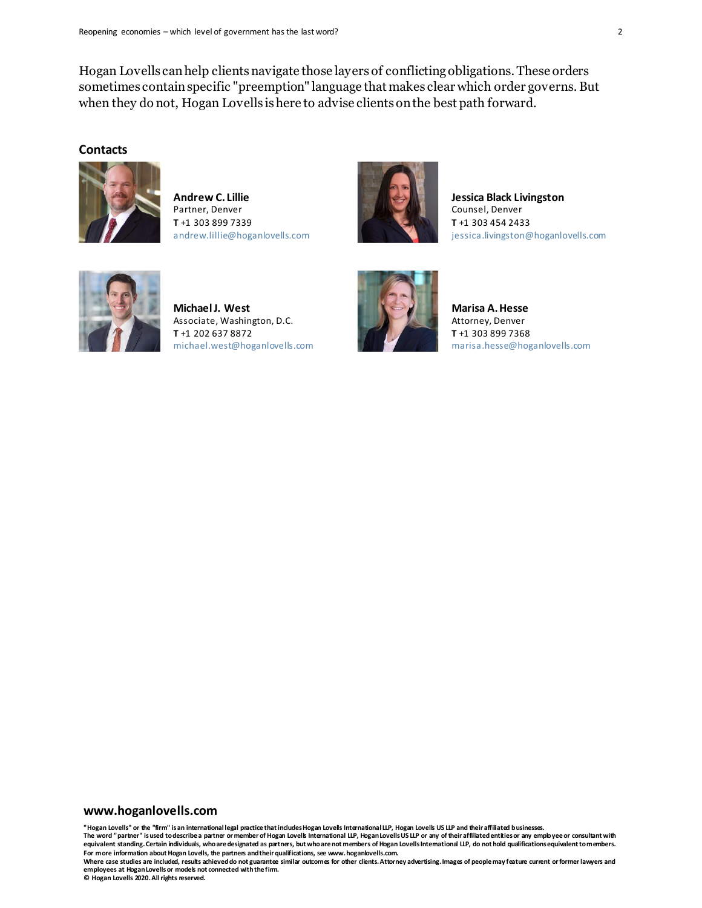Hogan Lovells can help clients navigate those layers of conflicting obligations. These orders sometimes contain specific "preemption" language that makes clear which order governs. But when they do not, Hogan Lovells is here to advise clients on the best path forward.

### Contacts

**Andrew C. Lillie**
Partner, Denver
**T** +1 303 899 7339
andrew.lillie@hoganlovells.com

**Jessica Black Livingston**
Counsel, Denver
**T** +1 303 454 2433
jessica.livingston@hoganlovells.com

**Michael J. West**
Associate, Washington, D.C.
**T** +1 202 637 8872
michael.west@hoganlovells.com

**Marisa A. Hesse**
Attorney, Denver
**T** +1 303 899 7368
marisa.hesse@hoganlovells.com

**www.hoganlovells.com**

**"Hogan Lovells" or the "firm" is an international legal practice that includes Hogan Lovells International LLP, Hogan Lovells US LLP and their affiliated businesses.
The word "partner" is used to describe a partner or member of Hogan Lovells International LLP, Hogan Lovells US LLP or any of their affiliated entities or any employee or consultant with equivalent standing. Certain individuals, who are designated as partners, but who are not members of Hogan Lovells International LLP, do not hold qualifications equivalent to members.
For more information about Hogan Lovells, the partners and their qualifications, see www.hoganlovells.com.
Where case studies are included, results achieved do not guarantee similar outcomes for other clients. Attorney advertising. Images of people may feature current or former lawyers and employees at Hogan Lovells or models not connected with the firm.
© Hogan Lovells 2020. All rights reserved.**